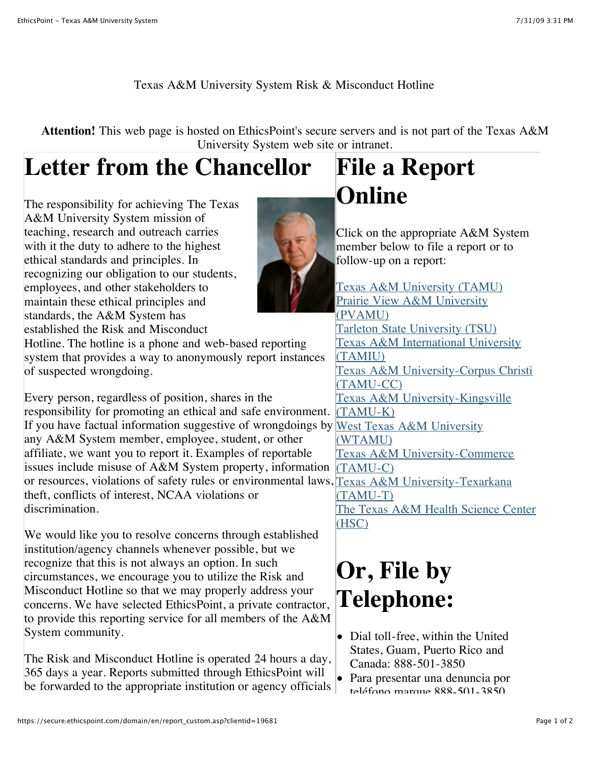Texas A&M University System Risk & Misconduct Hotline

**Attention!** This web page is hosted on EthicsPoint's secure servers and is not part of the Texas A&M University System web site or intranet.

# Letter from the Chancellor

The responsibility for achieving The Texas A&M University System mission of teaching, research and outreach carries with it the duty to adhere to the highest ethical standards and principles. In recognizing our obligation to our students, employees, and other stakeholders to maintain these ethical principles and standards, the A&M System has established the Risk and Misconduct Hotline. The hotline is a phone and web-based reporting system that provides a way to anonymously report instances of suspected wrongdoing.

Every person, regardless of position, shares in the responsibility for promoting an ethical and safe environment. If you have factual information suggestive of wrongdoings by any A&M System member, employee, student, or other affiliate, we want you to report it. Examples of reportable issues include misuse of A&M System property, information or resources, violations of safety rules or environmental laws, theft, conflicts of interest, NCAA violations or discrimination.

We would like you to resolve concerns through established institution/agency channels whenever possible, but we recognize that this is not always an option. In such circumstances, we encourage you to utilize the Risk and Misconduct Hotline so that we may properly address your concerns. We have selected EthicsPoint, a private contractor, to provide this reporting service for all members of the A&M System community.

The Risk and Misconduct Hotline is operated 24 hours a day, 365 days a year. Reports submitted through EthicsPoint will be forwarded to the appropriate institution or agency officials

# File a Report Online

Click on the appropriate A&M System member below to file a report or to follow-up on a report:

[Texas A&M University (TAMU)]
[Prairie View A&M University (PVAMU)]
[Tarleton State University (TSU)]
[Texas A&M International University (TAMIU)]
[Texas A&M University-Corpus Christi (TAMU-CC)]
[Texas A&M University-Kingsville (TAMU-K)]
[West Texas A&M University (WTAMU)]
[Texas A&M University-Commerce (TAMU-C)]
[Texas A&M University-Texarkana (TAMU-T)]
[The Texas A&M Health Science Center (HSC)]

# Or, File by Telephone:

- Dial toll-free, within the United States, Guam, Puerto Rico and Canada: 888-501-3850
- Para presentar una denuncia por teléfono marque 888-501-3850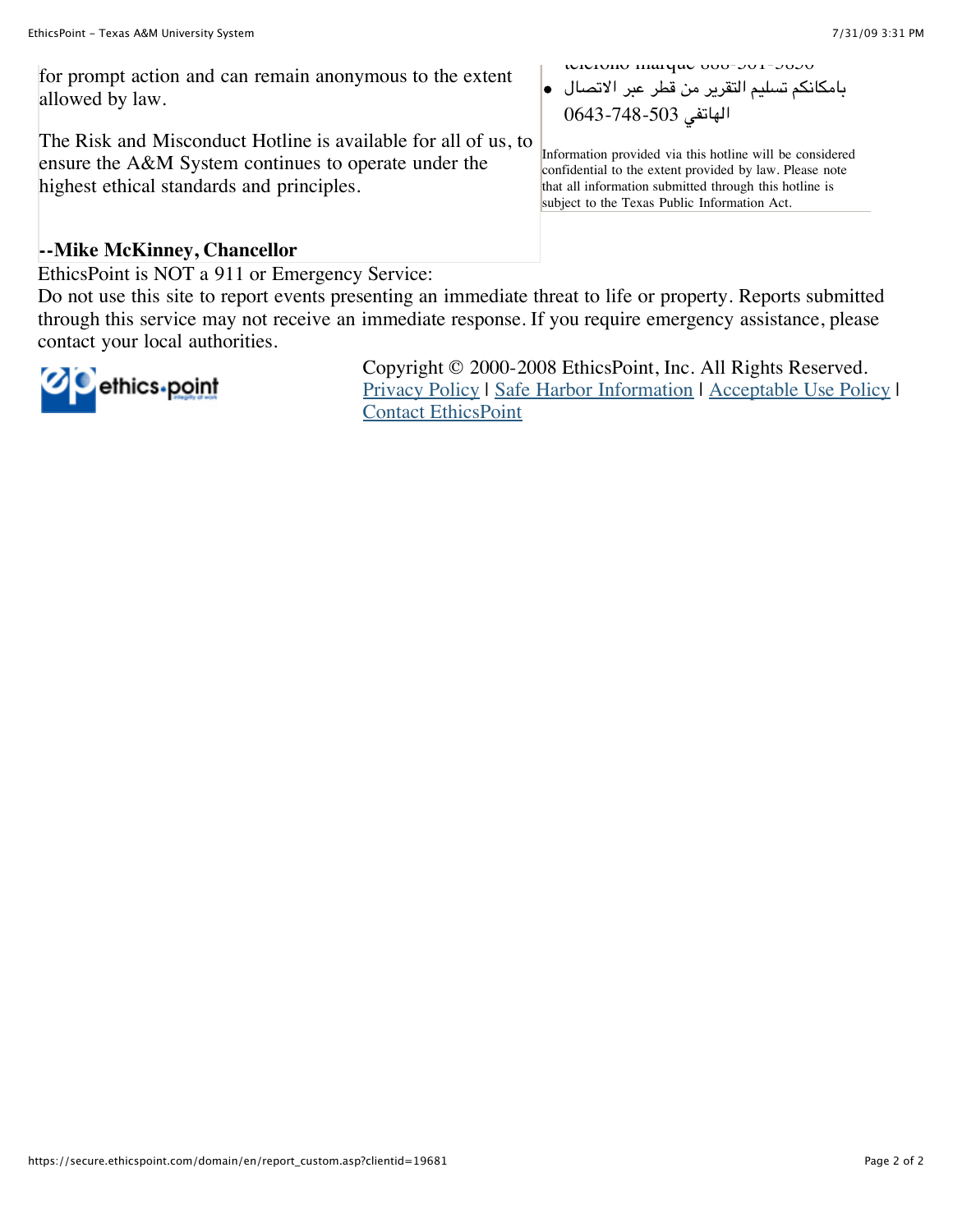for prompt action and can remain anonymous to the extent allowed by law.

The Risk and Misconduct Hotline is available for all of us, to ensure the A&M System continues to operate under the highest ethical standards and principles.

**--Mike McKinney, Chancellor**

teléfono marque 888-901-5656

- بامكانكم تسليم التقرير من قطر عبر الاتصال الهاتفي 503-748-0643

Information provided via this hotline will be considered confidential to the extent provided by law. Please note that all information submitted through this hotline is subject to the Texas Public Information Act.

EthicsPoint is NOT a 911 or Emergency Service:
Do not use this site to report events presenting an immediate threat to life or property. Reports submitted through this service may not receive an immediate response. If you require emergency assistance, please contact your local authorities.

ethics point

Copyright © 2000-2008 EthicsPoint, Inc. All Rights Reserved.
Privacy Policy | Safe Harbor Information | Acceptable Use Policy | Contact EthicsPoint